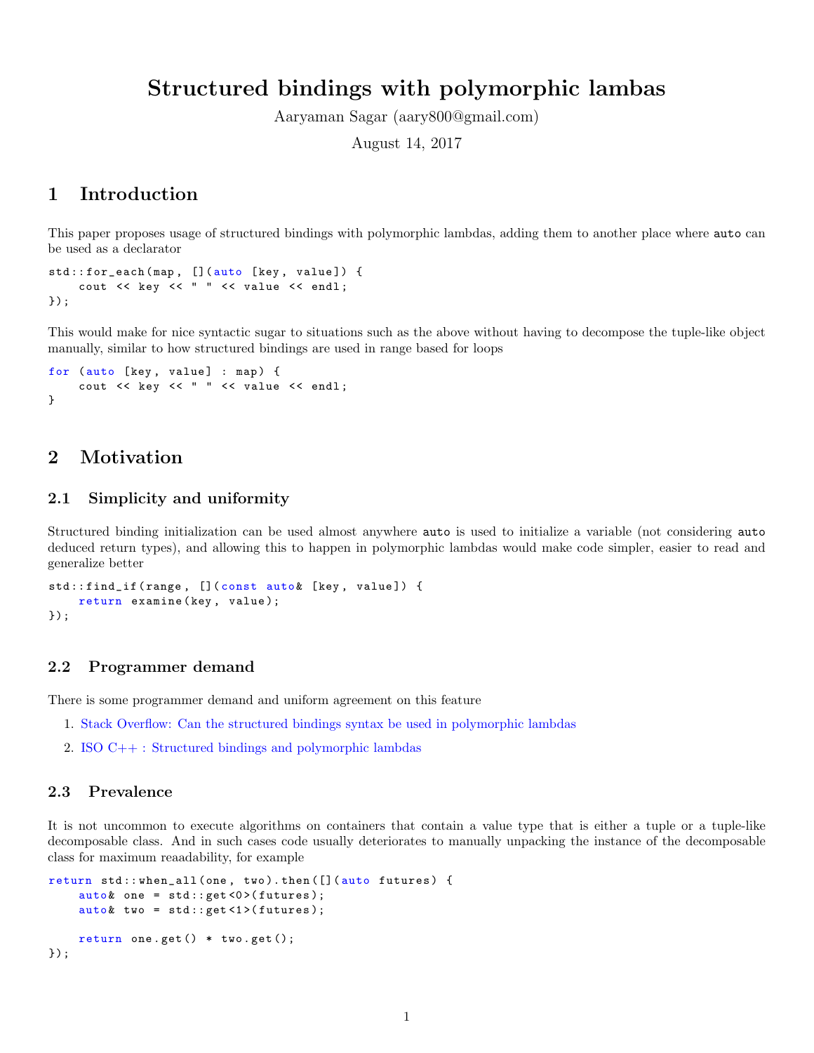# Structured bindings with polymorphic lambas

Aaryaman Sagar (aary800@gmail.com)

August 14, 2017

## 1 Introduction

This paper proposes usage of structured bindings with polymorphic lambdas, adding them to another place where `auto` can be used as a declarator

```
std::for_each(map, [](auto [key, value]) {
    cout << key << " " << value << endl;
});
```

This would make for nice syntactic sugar to situations such as the above without having to decompose the tuple-like object manually, similar to how structured bindings are used in range based for loops

```
for (auto [key, value] : map) {
    cout << key << " " << value << endl;
}
```

## 2 Motivation

### 2.1 Simplicity and uniformity

Structured binding initialization can be used almost anywhere `auto` is used to initialize a variable (not considering `auto` deduced return types), and allowing this to happen in polymorphic lambdas would make code simpler, easier to read and generalize better

```
std::find_if(range, [](const auto& [key, value]) {
    return examine(key, value);
});
```

### 2.2 Programmer demand

There is some programmer demand and uniform agreement on this feature

1. Stack Overflow: Can the structured bindings syntax be used in polymorphic lambdas
2. ISO C++ : Structured bindings and polymorphic lambdas

### 2.3 Prevalence

It is not uncommon to execute algorithms on containers that contain a value type that is either a tuple or a tuple-like decomposable class. And in such cases code usually deteriorates to manually unpacking the instance of the decomposable class for maximum reaadability, for example

```
return std::when_all(one, two).then([](auto futures) {
    auto& one = std::get<0>(futures);
    auto& two = std::get<1>(futures);

    return one.get() * two.get();
});
```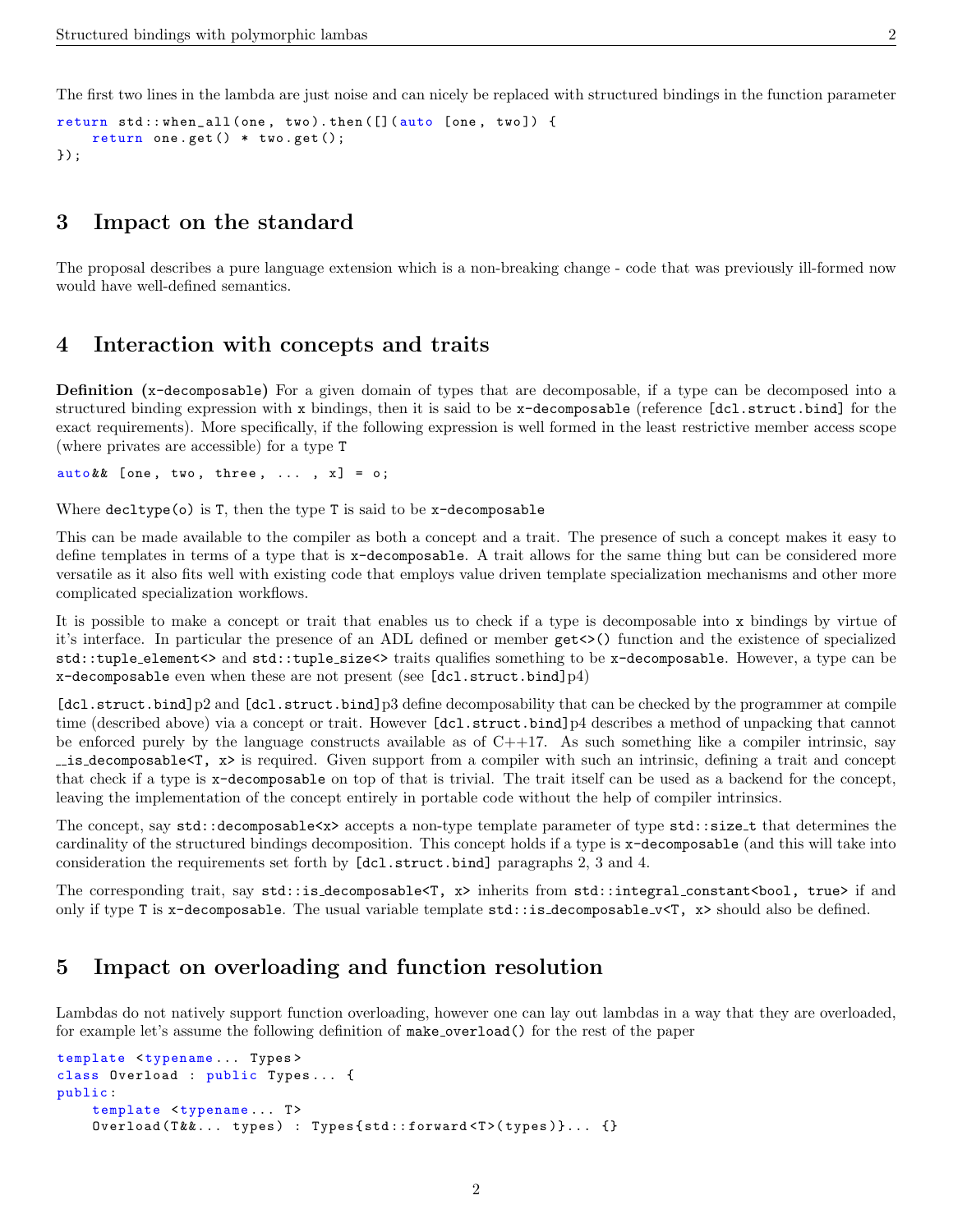The first two lines in the lambda are just noise and can nicely be replaced with structured bindings in the function parameter

```
return std::when_all(one, two).then([](auto [one, two]) {
    return one.get() * two.get();
});
```

## 3 Impact on the standard

The proposal describes a pure language extension which is a non-breaking change - code that was previously ill-formed now would have well-defined semantics.

## 4 Interaction with concepts and traits

**Definition** (`x-decomposable`) For a given domain of types that are decomposable, if a type can be decomposed into a structured binding expression with `x` bindings, then it is said to be `x-decomposable` (reference `[dcl.struct.bind]` for the exact requirements). More specifically, if the following expression is well formed in the least restrictive member access scope (where privates are accessible) for a type `T`

```
auto&& [one, two, three, ... , x] = o;
```

Where `decltype(o)` is `T`, then the type `T` is said to be `x-decomposable`

This can be made available to the compiler as both a concept and a trait. The presence of such a concept makes it easy to define templates in terms of a type that is `x-decomposable`. A trait allows for the same thing but can be considered more versatile as it also fits well with existing code that employs value driven template specialization mechanisms and other more complicated specialization workflows.

It is possible to make a concept or trait that enables us to check if a type is decomposable into `x` bindings by virtue of it's interface. In particular the presence of an ADL defined or member `get<>()` function and the existence of specialized `std::tuple_element<>` and `std::tuple_size<>` traits qualifies something to be `x-decomposable`. However, a type can be `x-decomposable` even when these are not present (see `[dcl.struct.bind]`p4)

`[dcl.struct.bind]`p2 and `[dcl.struct.bind]`p3 define decomposability that can be checked by the programmer at compile time (described above) via a concept or trait. However `[dcl.struct.bind]`p4 describes a method of unpacking that cannot be enforced purely by the language constructs available as of C++17. As such something like a compiler intrinsic, say `__is_decomposable<T, x>` is required. Given support from a compiler with such an intrinsic, defining a trait and concept that check if a type is `x-decomposable` on top of that is trivial. The trait itself can be used as a backend for the concept, leaving the implementation of the concept entirely in portable code without the help of compiler intrinsics.

The concept, say `std::decomposable<x>` accepts a non-type template parameter of type `std::size_t` that determines the cardinality of the structured bindings decomposition. This concept holds if a type is `x-decomposable` (and this will take into consideration the requirements set forth by `[dcl.struct.bind]` paragraphs 2, 3 and 4.

The corresponding trait, say `std::is_decomposable<T, x>` inherits from `std::integral_constant<bool, true>` if and only if type `T` is `x-decomposable`. The usual variable template `std::is_decomposable_v<T, x>` should also be defined.

## 5 Impact on overloading and function resolution

Lambdas do not natively support function overloading, however one can lay out lambdas in a way that they are overloaded, for example let's assume the following definition of `make_overload()` for the rest of the paper

```
template <typename... Types>
class Overload : public Types... {
public:
    template <typename... T>
    Overload(T&&... types) : Types{std::forward<T>(types)}... {}
```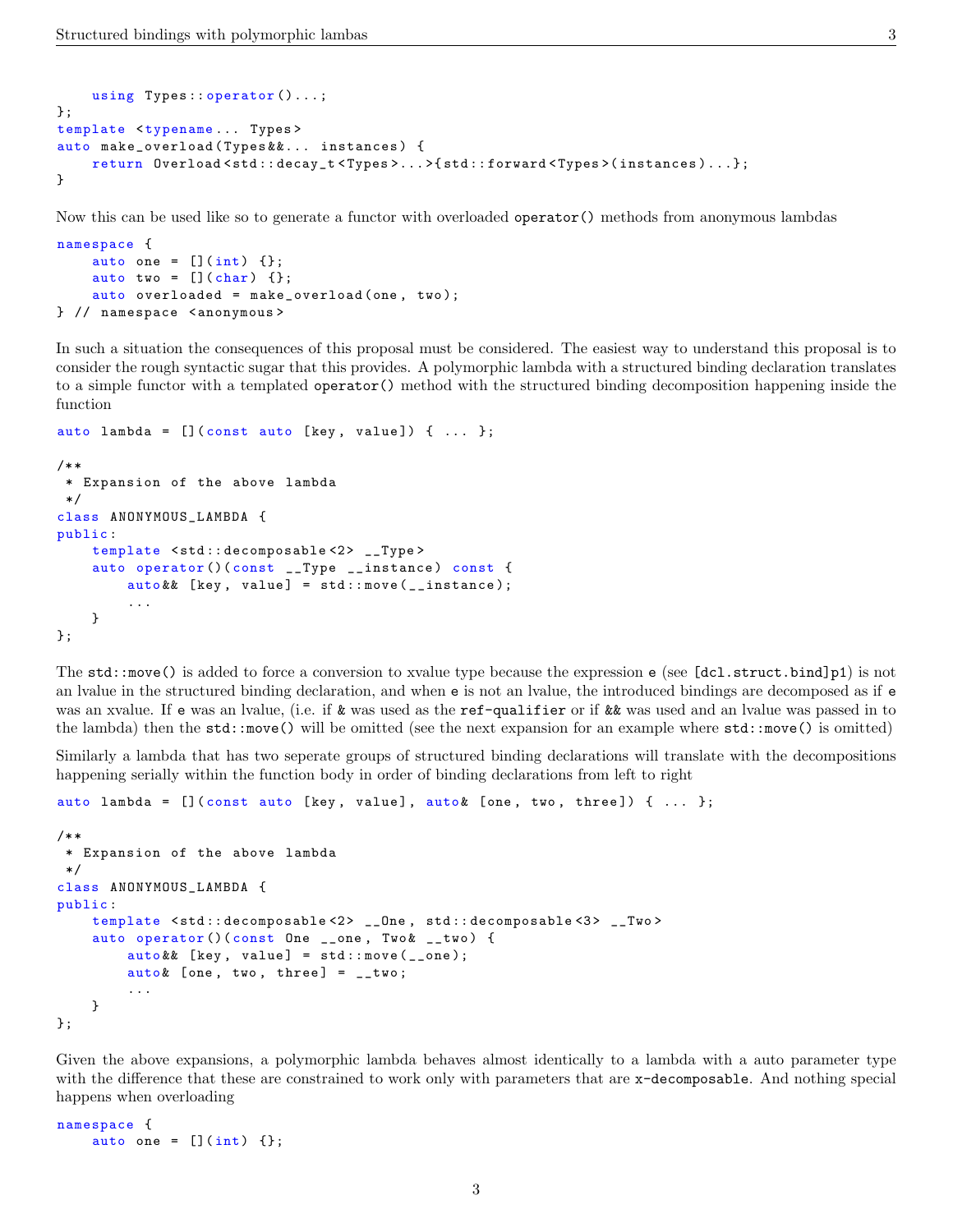```
    using Types::operator()...;
};
template <typename... Types>
auto make_overload(Types&&... instances) {
    return Overload<std::decay_t<Types>...>{std::forward<Types>(instances)...};
}
```

Now this can be used like so to generate a functor with overloaded `operator()` methods from anonymous lambdas

```
namespace {
    auto one = [](int) {};
    auto two = [](char) {};
    auto overloaded = make_overload(one, two);
} // namespace <anonymous>
```

In such a situation the consequences of this proposal must be considered. The easiest way to understand this proposal is to consider the rough syntactic sugar that this provides. A polymorphic lambda with a structured binding declaration translates to a simple functor with a templated `operator()` method with the structured binding decomposition happening inside the function

```
auto lambda = [](const auto [key, value]) { ... };

/**
 * Expansion of the above lambda
 */
class ANONYMOUS_LAMBDA {
public:
    template <std::decomposable<2> __Type>
    auto operator()(const __Type __instance) const {
        auto&& [key, value] = std::move(__instance);
        ...
    }
};
```

The `std::move()` is added to force a conversion to xvalue type because the expression `e` (see `[dcl.struct.bind]p1`) is not an lvalue in the structured binding declaration, and when `e` is not an lvalue, the introduced bindings are decomposed as if `e` was an xvalue. If `e` was an lvalue, (i.e. if `&` was used as the `ref-qualifier` or if `&&` was used and an lvalue was passed in to the lambda) then the `std::move()` will be omitted (see the next expansion for an example where `std::move()` is omitted)

Similarly a lambda that has two seperate groups of structured binding declarations will translate with the decompositions happening serially within the function body in order of binding declarations from left to right

```
auto lambda = [](const auto [key, value], auto& [one, two, three]) { ... };

/**
 * Expansion of the above lambda
 */
class ANONYMOUS_LAMBDA {
public:
    template <std::decomposable<2> __One, std::decomposable<3> __Two>
    auto operator()(const One __one, Two& __two) {
        auto&& [key, value] = std::move(__one);
        auto& [one, two, three] = __two;
        ...
    }
};
```

Given the above expansions, a polymorphic lambda behaves almost identically to a lambda with a auto parameter type with the difference that these are constrained to work only with parameters that are `x-decomposable`. And nothing special happens when overloading

```
namespace {
    auto one = [](int) {};
```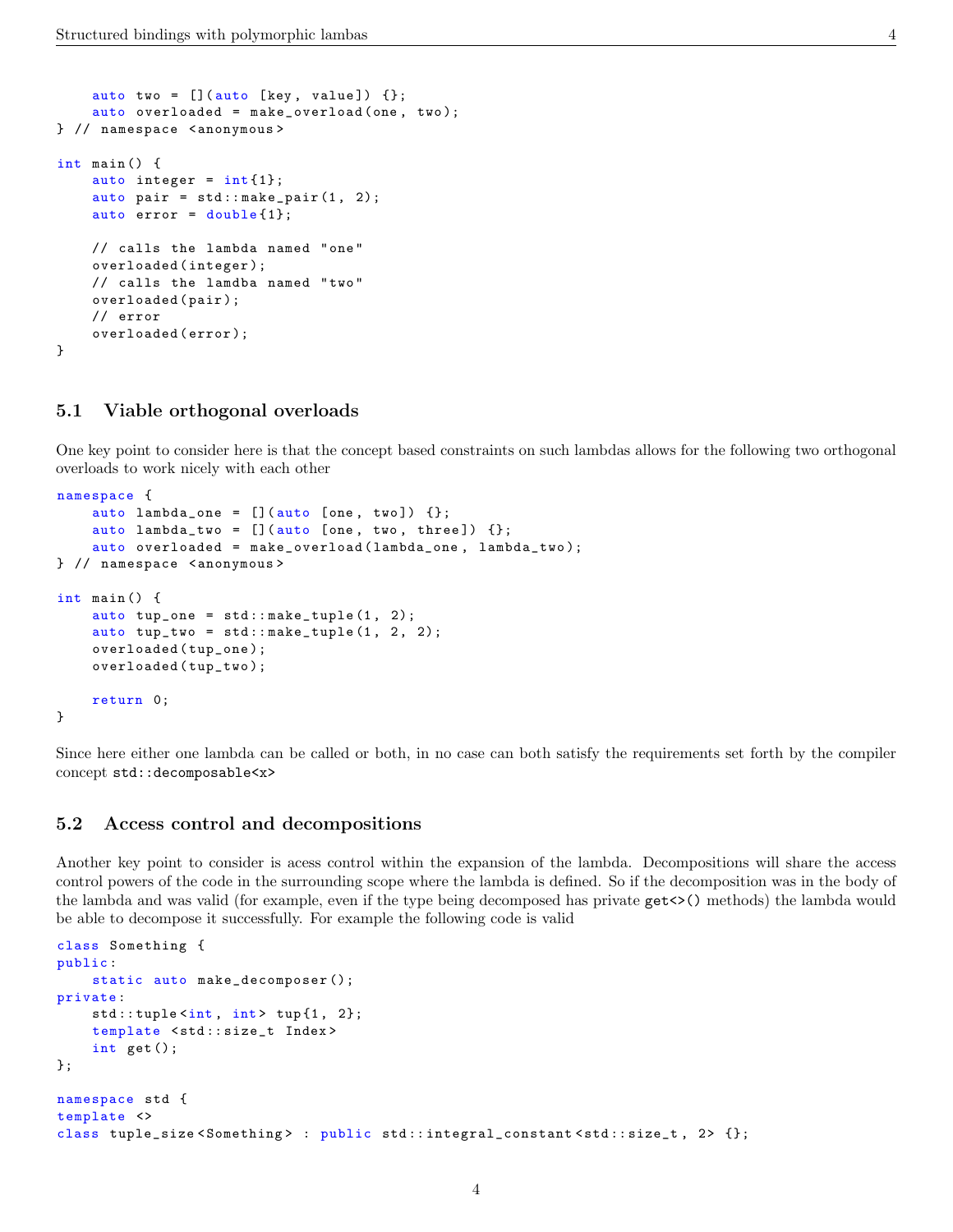```
    auto two = [](auto [key, value]) {};
    auto overloaded = make_overload(one, two);
} // namespace <anonymous>

int main() {
    auto integer = int{1};
    auto pair = std::make_pair(1, 2);
    auto error = double{1};

    // calls the lambda named "one"
    overloaded(integer);
    // calls the lamdba named "two"
    overloaded(pair);
    // error
    overloaded(error);
}
```

### 5.1 Viable orthogonal overloads

One key point to consider here is that the concept based constraints on such lambdas allows for the following two orthogonal overloads to work nicely with each other

```
namespace {
    auto lambda_one = [](auto [one, two]) {};
    auto lambda_two = [](auto [one, two, three]) {};
    auto overloaded = make_overload(lambda_one, lambda_two);
} // namespace <anonymous>

int main() {
    auto tup_one = std::make_tuple(1, 2);
    auto tup_two = std::make_tuple(1, 2, 2);
    overloaded(tup_one);
    overloaded(tup_two);

    return 0;
}
```

Since here either one lambda can be called or both, in no case can both satisfy the requirements set forth by the compiler concept `std::decomposable<x>`

### 5.2 Access control and decompositions

Another key point to consider is acess control within the expansion of the lambda. Decompositions will share the access control powers of the code in the surrounding scope where the lambda is defined. So if the decomposition was in the body of the lambda and was valid (for example, even if the type being decomposed has private `get<>()` methods) the lambda would be able to decompose it successfully. For example the following code is valid

```
class Something {
public:
    static auto make_decomposer();
private:
    std::tuple<int, int> tup{1, 2};
    template <std::size_t Index>
    int get();
};

namespace std {
template <>
class tuple_size<Something> : public std::integral_constant<std::size_t, 2> {};
```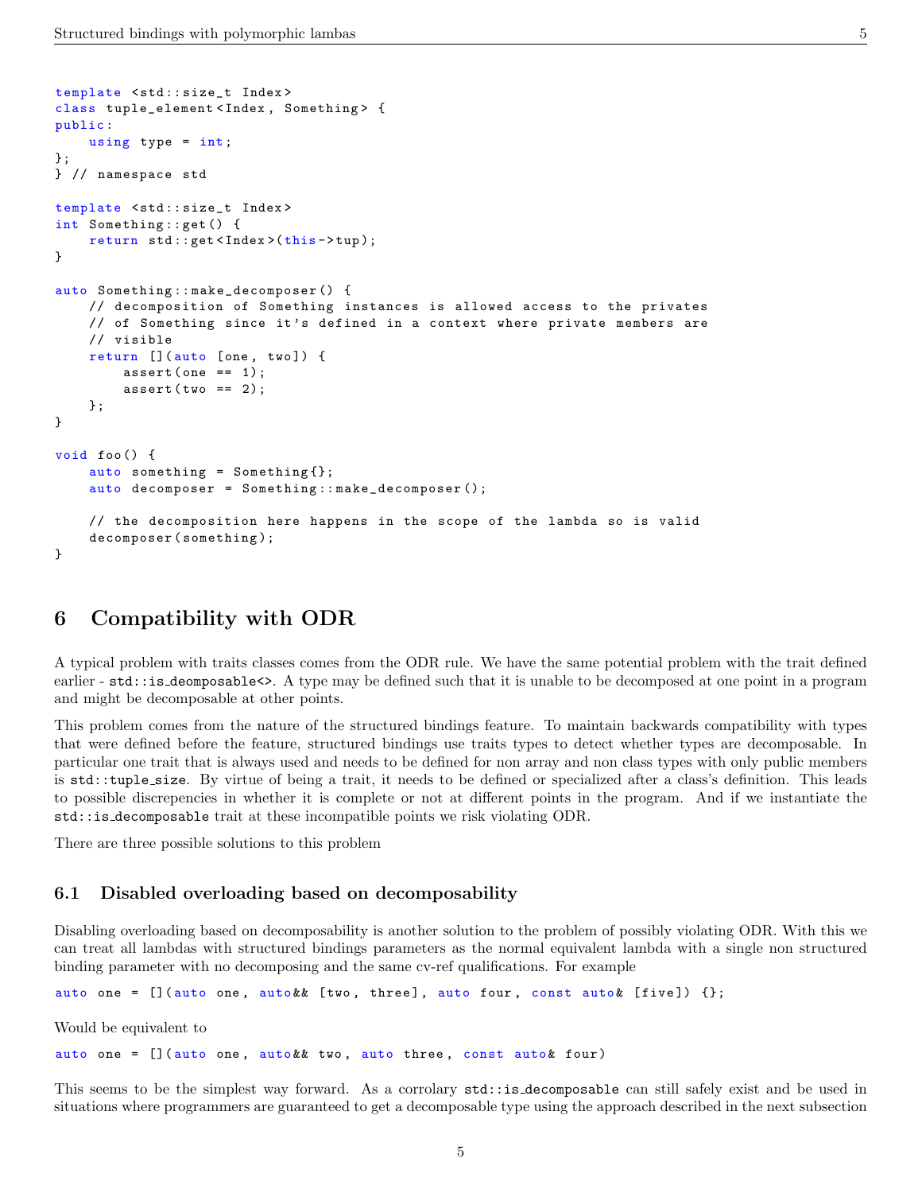```
template <std::size_t Index>
class tuple_element<Index, Something> {
public:
    using type = int;
};
} // namespace std

template <std::size_t Index>
int Something::get() {
    return std::get<Index>(this->tup);
}

auto Something::make_decomposer() {
    // decomposition of Something instances is allowed access to the privates
    // of Something since it's defined in a context where private members are
    // visible
    return [](auto [one, two]) {
        assert(one == 1);
        assert(two == 2);
    };
}

void foo() {
    auto something = Something{};
    auto decomposer = Something::make_decomposer();

    // the decomposition here happens in the scope of the lambda so is valid
    decomposer(something);
}
```

## 6 Compatibility with ODR

A typical problem with traits classes comes from the ODR rule. We have the same potential problem with the trait defined earlier - `std::is_deomposable<>`. A type may be defined such that it is unable to be decomposed at one point in a program and might be decomposable at other points.

This problem comes from the nature of the structured bindings feature. To maintain backwards compatibility with types that were defined before the feature, structured bindings use traits types to detect whether types are decomposable. In particular one trait that is always used and needs to be defined for non array and non class types with only public members is `std::tuple_size`. By virtue of being a trait, it needs to be defined or specialized after a class's definition. This leads to possible discrepencies in whether it is complete or not at different points in the program. And if we instantiate the `std::is_decomposable` trait at these incompatible points we risk violating ODR.

There are three possible solutions to this problem

### 6.1 Disabled overloading based on decomposability

Disabling overloading based on decomposability is another solution to the problem of possibly violating ODR. With this we can treat all lambdas with structured bindings parameters as the normal equivalent lambda with a single non structured binding parameter with no decomposing and the same cv-ref qualifications. For example

```
auto one = [](auto one, auto&& [two, three], auto four, const auto& [five]) {};
```

Would be equivalent to

```
auto one = [](auto one, auto&& two, auto three, const auto& four)
```

This seems to be the simplest way forward. As a corrolary `std::is_decomposable` can still safely exist and be used in situations where programmers are guaranteed to get a decomposable type using the approach described in the next subsection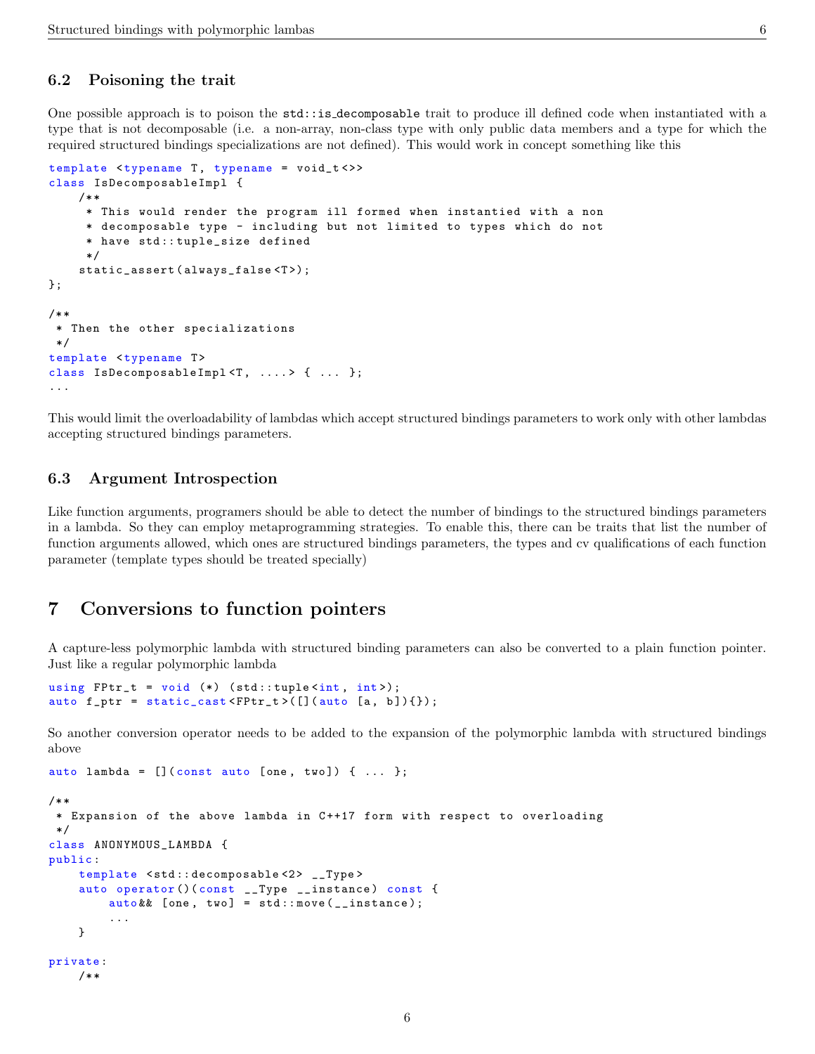### 6.2 Poisoning the trait

One possible approach is to poison the `std::is_decomposable` trait to produce ill defined code when instantiated with a type that is not decomposable (i.e. a non-array, non-class type with only public data members and a type for which the required structured bindings specializations are not defined). This would work in concept something like this

```
template <typename T, typename = void_t<>>
class IsDecomposableImpl {
    /**
     * This would render the program ill formed when instantied with a non
     * decomposable type - including but not limited to types which do not
     * have std::tuple_size defined
     */
    static_assert(always_false<T>);
};

/**
 * Then the other specializations
 */
template <typename T>
class IsDecomposableImpl<T, ....> { ... };
...
```

This would limit the overloadability of lambdas which accept structured bindings parameters to work only with other lambdas accepting structured bindings parameters.

### 6.3 Argument Introspection

Like function arguments, programers should be able to detect the number of bindings to the structured bindings parameters in a lambda. So they can employ metaprogramming strategies. To enable this, there can be traits that list the number of function arguments allowed, which ones are structured bindings parameters, the types and cv qualifications of each function parameter (template types should be treated specially)

## 7 Conversions to function pointers

A capture-less polymorphic lambda with structured binding parameters can also be converted to a plain function pointer. Just like a regular polymorphic lambda

```
using FPtr_t = void (*) (std::tuple<int, int>);
auto f_ptr = static_cast<FPtr_t>([](auto [a, b]){});
```

So another conversion operator needs to be added to the expansion of the polymorphic lambda with structured bindings above

```
auto lambda = [](const auto [one, two]) { ... };

/**
 * Expansion of the above lambda in C++17 form with respect to overloading
 */
class ANONYMOUS_LAMBDA {
public:
    template <std::decomposable<2> __Type>
    auto operator()(const __Type __instance) const {
        auto&& [one, two] = std::move(__instance);
        ...
    }

private:
    /**
```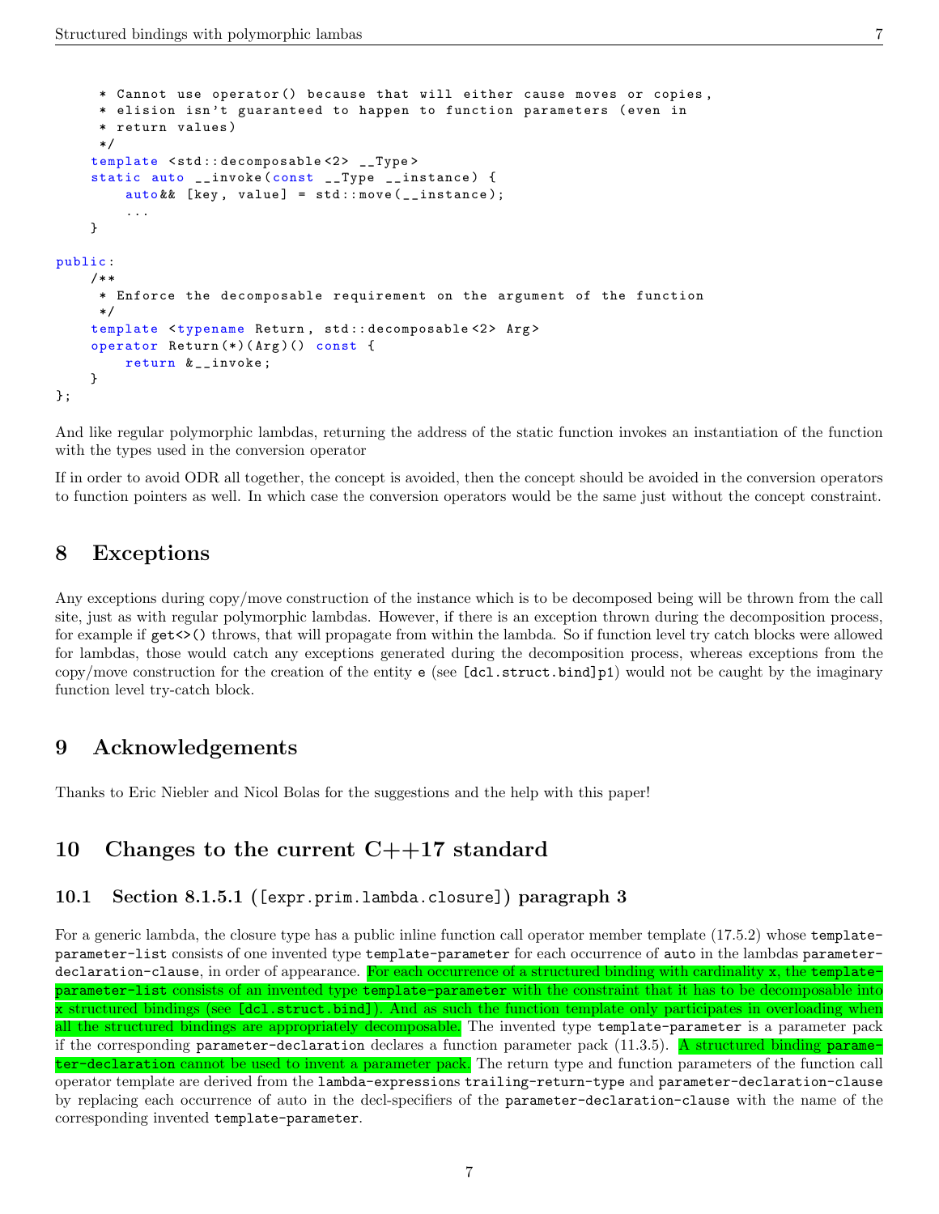```
     * Cannot use operator() because that will either cause moves or copies,
     * elision isn't guaranteed to happen to function parameters (even in
     * return values)
     */
    template <std::decomposable<2> __Type>
    static auto __invoke(const __Type __instance) {
        auto&& [key, value] = std::move(__instance);
        ...
    }

public:
    /**
     * Enforce the decomposable requirement on the argument of the function
     */
    template <typename Return, std::decomposable<2> Arg>
    operator Return(*)(Arg)() const {
        return &__invoke;
    }
};
```

And like regular polymorphic lambdas, returning the address of the static function invokes an instantiation of the function with the types used in the conversion operator

If in order to avoid ODR all together, the concept is avoided, then the concept should be avoided in the conversion operators to function pointers as well. In which case the conversion operators would be the same just without the concept constraint.

## 8 Exceptions

Any exceptions during copy/move construction of the instance which is to be decomposed being will be thrown from the call site, just as with regular polymorphic lambdas. However, if there is an exception thrown during the decomposition process, for example if `get<>()` throws, that will propagate from within the lambda. So if function level try catch blocks were allowed for lambdas, those would catch any exceptions generated during the decomposition process, whereas exceptions from the copy/move construction for the creation of the entity `e` (see `[dcl.struct.bind]p1`) would not be caught by the imaginary function level try-catch block.

## 9 Acknowledgements

Thanks to Eric Niebler and Nicol Bolas for the suggestions and the help with this paper!

## 10 Changes to the current C++17 standard

### 10.1 Section 8.1.5.1 (`[expr.prim.lambda.closure]`) paragraph 3

For a generic lambda, the closure type has a public inline function call operator member template (17.5.2) whose `template-parameter-list` consists of one invented type `template-parameter` for each occurrence of `auto` in the lambdas `parameter-declaration-clause`, in order of appearance. For each occurrence of a structured binding with cardinality `x`, the `template-parameter-list` consists of an invented type `template-parameter` with the constraint that it has to be decomposable into `x` structured bindings (see `[dcl.struct.bind]`). And as such the function template only participates in overloading when all the structured bindings are appropriately decomposable. The invented type `template-parameter` is a parameter pack if the corresponding `parameter-declaration` declares a function parameter pack (11.3.5). A structured binding `parameter-declaration` cannot be used to invent a parameter pack. The return type and function parameters of the function call operator template are derived from the `lambda-expressions` `trailing-return-type` and `parameter-declaration-clause` by replacing each occurrence of auto in the decl-specifiers of the `parameter-declaration-clause` with the name of the corresponding invented `template-parameter`.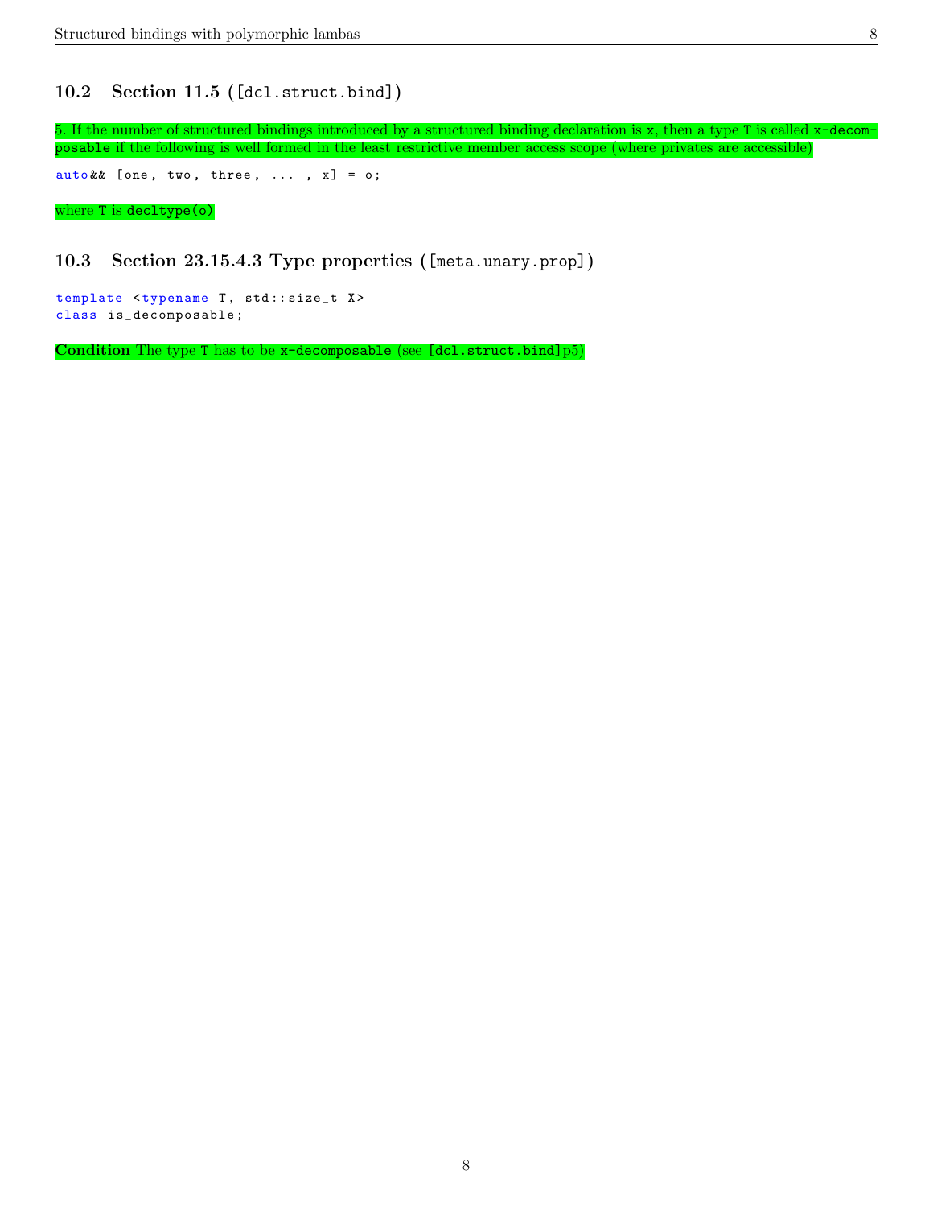## 10.2 Section 11.5 ([dcl.struct.bind])

5. If the number of structured bindings introduced by a structured binding declaration is `x`, then a type `T` is called `x-decomposable` if the following is well formed in the least restrictive member access scope (where privates are accessible)

```
auto&& [one, two, three, ... , x] = o;
```

where `T` is `decltype(o)`

## 10.3 Section 23.15.4.3 Type properties ([meta.unary.prop])

```
template <typename T, std::size_t X>
class is_decomposable;
```

**Condition** The type `T` has to be `x-decomposable` (see `[dcl.struct.bind]`p5)